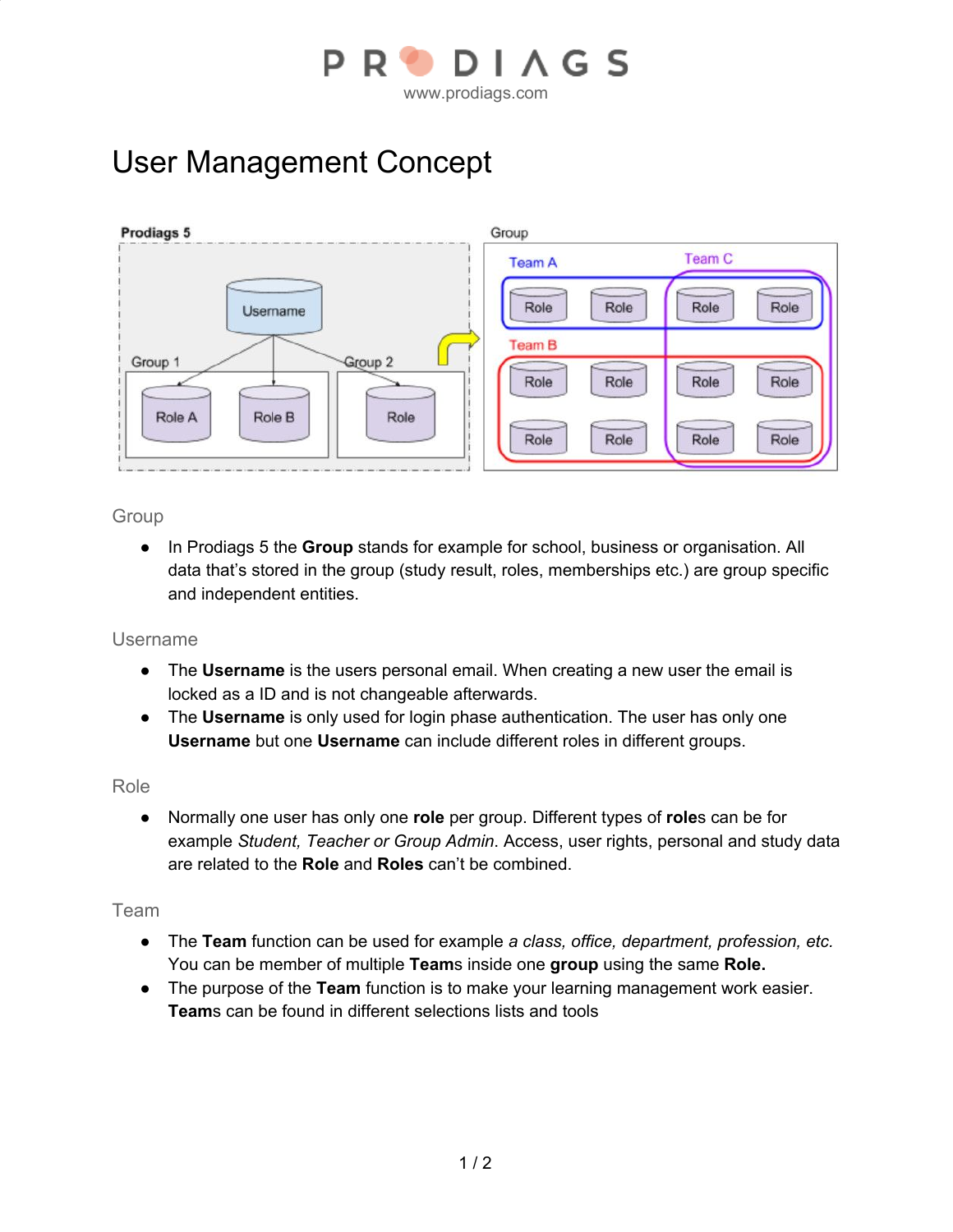PRODIAGS
www.prodiags.com

# User Management Concept

## Group

- In Prodiags 5 the **Group** stands for example for school, business or organisation. All data that's stored in the group (study result, roles, memberships etc.) are group specific and independent entities.

## Username

- The **Username** is the users personal email. When creating a new user the email is locked as a ID and is not changeable afterwards.
- The **Username** is only used for login phase authentication. The user has only one **Username** but one **Username** can include different roles in different groups.

## Role

- Normally one user has only one **role** per group. Different types of **role**s can be for example *Student, Teacher or Group Admin*. Access, user rights, personal and study data are related to the **Role** and **Roles** can't be combined.

## Team

- The **Team** function can be used for example *a class, office, department, profession, etc.* You can be member of multiple **Team**s inside one **group** using the same **Role.**
- The purpose of the **Team** function is to make your learning management work easier. **Team**s can be found in different selections lists and tools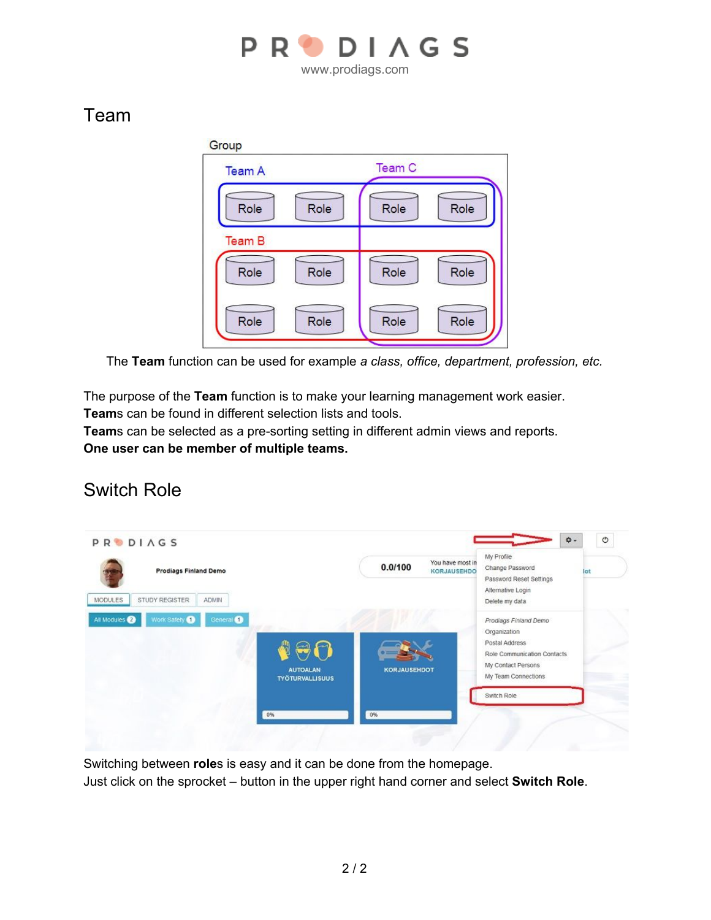## Team

Group

Team A

Team C

Role Role Role Role

Team B

Role Role Role Role

Role Role Role Role

The **Team** function can be used for example *a class, office, department, profession, etc.*

The purpose of the **Team** function is to make your learning management work easier.
**Team**s can be found in different selection lists and tools.
**Team**s can be selected as a pre-sorting setting in different admin views and reports.
**One user can be member of multiple teams.**

## Switch Role

Switching between **role**s is easy and it can be done from the homepage.
Just click on the sprocket – button in the upper right hand corner and select **Switch Role**.